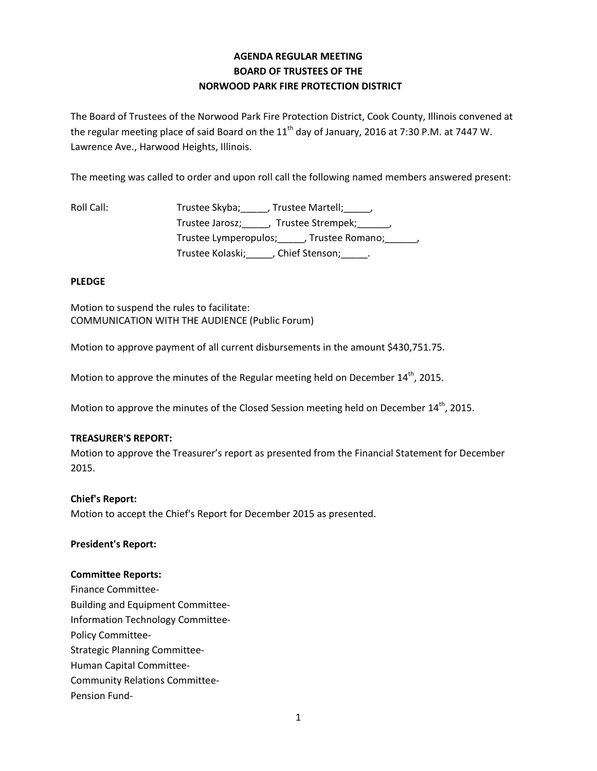**AGENDA REGULAR MEETING**
**BOARD OF TRUSTEES OF THE**
**NORWOOD PARK FIRE PROTECTION DISTRICT**

The Board of Trustees of the Norwood Park Fire Protection District, Cook County, Illinois convened at the regular meeting place of said Board on the 11th day of January, 2016 at 7:30 P.M. at 7447 W. Lawrence Ave., Harwood Heights, Illinois.

The meeting was called to order and upon roll call the following named members answered present:

Roll Call: Trustee Skyba;_____, Trustee Martell;_____,
Trustee Jarosz;_____, Trustee Strempek;______,
Trustee Lymperopulos;_____, Trustee Romano;______,
Trustee Kolaski;_____, Chief Stenson;_____.

**PLEDGE**

Motion to suspend the rules to facilitate:
COMMUNICATION WITH THE AUDIENCE (Public Forum)

Motion to approve payment of all current disbursements in the amount $430,751.75.

Motion to approve the minutes of the Regular meeting held on December 14th, 2015.

Motion to approve the minutes of the Closed Session meeting held on December 14th, 2015.

**TREASURER'S REPORT:**
Motion to approve the Treasurer's report as presented from the Financial Statement for December 2015.

**Chief's Report:**
Motion to accept the Chief's Report for December 2015 as presented.

**President's Report:**

**Committee Reports:**
Finance Committee-
Building and Equipment Committee-
Information Technology Committee-
Policy Committee-
Strategic Planning Committee-
Human Capital Committee-
Community Relations Committee-
Pension Fund-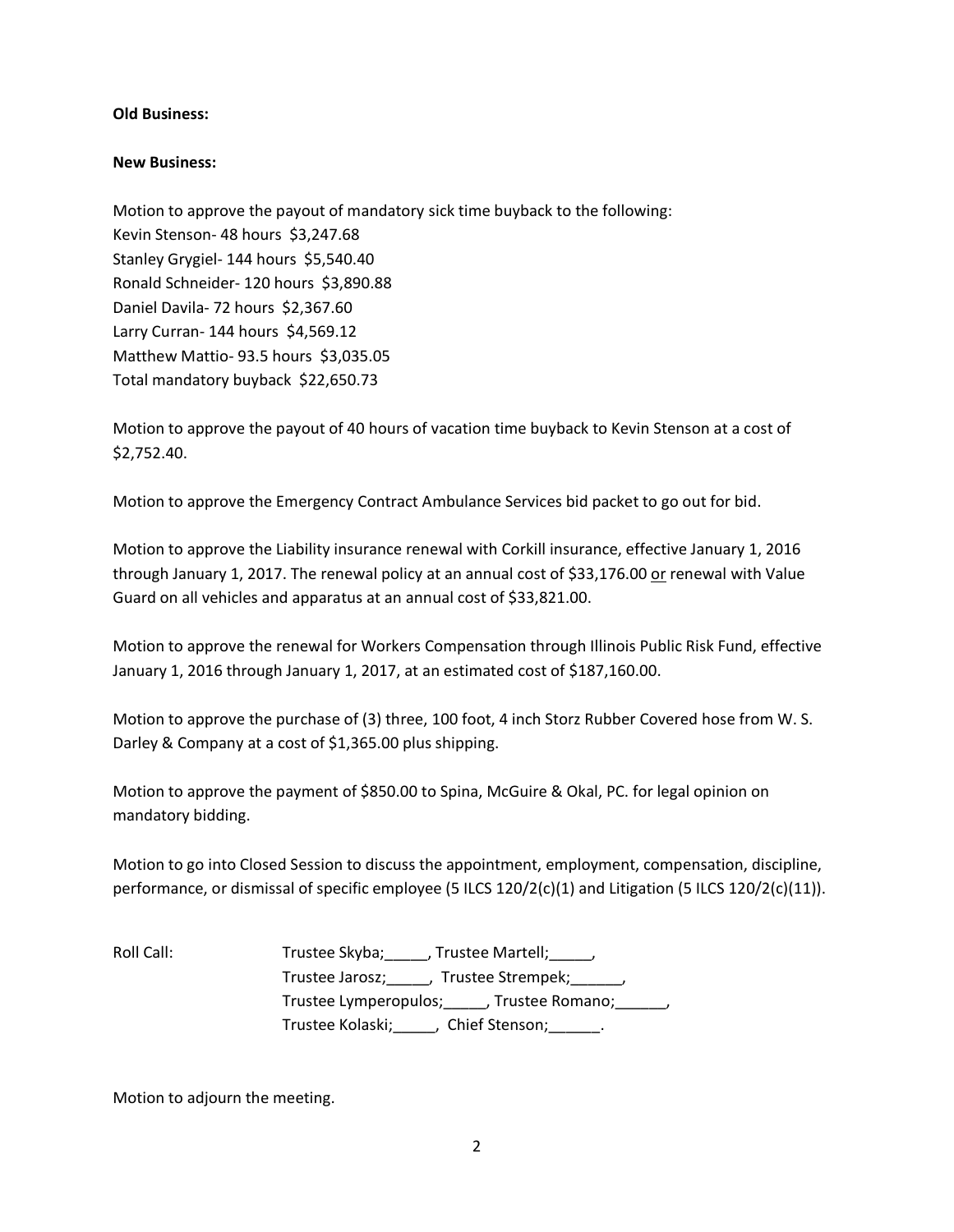**Old Business:**

**New Business:**

Motion to approve the payout of mandatory sick time buyback to the following:
Kevin Stenson- 48 hours  $3,247.68
Stanley Grygiel- 144 hours  $5,540.40
Ronald Schneider- 120 hours  $3,890.88
Daniel Davila- 72 hours  $2,367.60
Larry Curran- 144 hours  $4,569.12
Matthew Mattio- 93.5 hours  $3,035.05
Total mandatory buyback  $22,650.73

Motion to approve the payout of 40 hours of vacation time buyback to Kevin Stenson at a cost of $2,752.40.

Motion to approve the Emergency Contract Ambulance Services bid packet to go out for bid.

Motion to approve the Liability insurance renewal with Corkill insurance, effective January 1, 2016 through January 1, 2017. The renewal policy at an annual cost of $33,176.00 <u>or</u> renewal with Value Guard on all vehicles and apparatus at an annual cost of $33,821.00.

Motion to approve the renewal for Workers Compensation through Illinois Public Risk Fund, effective January 1, 2016 through January 1, 2017, at an estimated cost of $187,160.00.

Motion to approve the purchase of (3) three, 100 foot, 4 inch Storz Rubber Covered hose from W. S. Darley & Company at a cost of $1,365.00 plus shipping.

Motion to approve the payment of $850.00 to Spina, McGuire & Okal, PC. for legal opinion on mandatory bidding.

Motion to go into Closed Session to discuss the appointment, employment, compensation, discipline, performance, or dismissal of specific employee (5 ILCS 120/2(c)(1) and Litigation (5 ILCS 120/2(c)(11)).

Roll Call: Trustee Skyba;_____, Trustee Martell;_____,
Trustee Jarosz;_____, Trustee Strempek;______,
Trustee Lymperopulos;_____, Trustee Romano;______,
Trustee Kolaski;_____, Chief Stenson;______.

Motion to adjourn the meeting.